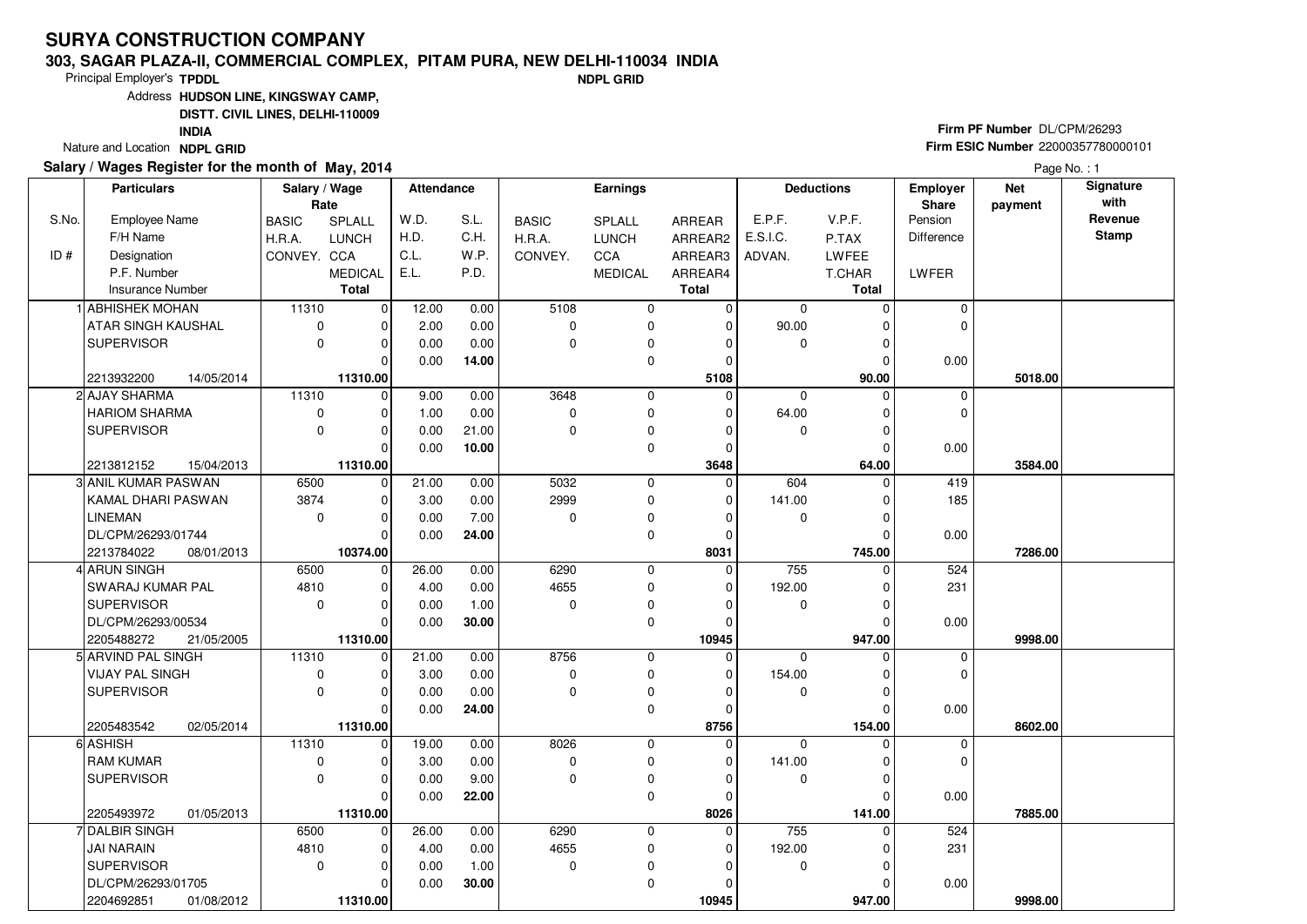# SURYA CONSTRUCTION COMPANY

**303, SAGAR PLAZA-II, COMMERCIAL COMPLEX, PITAM PURA, NEW DELHI-110034 INDIA**

**NDPL GRID**

Principal Employer's **TPDDL**

Address **HUDSON LINE, KINGSWAY CAMP, DISTT. CIVIL LINES, DELHI-110009 INDIA**

Nature and Location **NDPL GRID**

**Firm PF Number** DL/CPM/26293

**Firm ESIC Number** 22000357780000101

**Salary / Wages Register for the month of May, 2014**

| S.No. / ID # | Particulars: Employee Name / F/H Name / Designation / P.F. Number / Insurance Number | Salary / Wage Rate: BASIC / H.R.A. / CONVEY. | Salary / Wage Rate: SPLALL / LUNCH / CCA / MEDICAL / Total | Attendance: W.D. / H.D. / C.L. / E.L. | Attendance: S.L. / C.H. / W.P. / P.D. | Earnings: BASIC / H.R.A. / CONVEY. | Earnings: SPLALL / LUNCH / CCA / MEDICAL | Earnings: ARREAR / ARREAR2 / ARREAR3 / ARREAR4 / Total | Deductions: E.P.F. / E.S.I.C. / ADVAN. | Deductions: V.P.F. / P.TAX / LWFEE / T.CHAR / Total | Employer Share: Pension / Difference / LWFER | Net payment | Signature with Revenue Stamp |
|---|---|---|---|---|---|---|---|---|---|---|---|---|---|
| 1 | ABHISHEK MOHAN / ATAR SINGH KAUSHAL / SUPERVISOR / / 2213932200 14/05/2014 | 11310 / 0 / 0 | 0 / 0 / 0 / 0 / 11310.00 | 12.00 / 2.00 / 0.00 / 0.00 | 0.00 / 0.00 / 0.00 / 14.00 | 5108 / 0 / 0 | 0 / 0 / 0 / 0 | 0 / 0 / 0 / 0 / 5108 | 0 / 90.00 / 0 | 0 / 0 / 0 / 0 / 90.00 | 0 / 0 / 0.00 | 5018.00 | |
| 2 | AJAY SHARMA / HARIOM SHARMA / SUPERVISOR / / 2213812152 15/04/2013 | 11310 / 0 / 0 | 0 / 0 / 0 / 0 / 11310.00 | 9.00 / 1.00 / 0.00 / 0.00 | 0.00 / 0.00 / 21.00 / 10.00 | 3648 / 0 / 0 | 0 / 0 / 0 / 0 | 0 / 0 / 0 / 0 / 3648 | 0 / 64.00 / 0 | 0 / 0 / 0 / 0 / 64.00 | 0 / 0 / 0.00 | 3584.00 | |
| 3 | ANIL KUMAR PASWAN / KAMAL DHARI PASWAN / LINEMAN / DL/CPM/26293/01744 / 2213784022 08/01/2013 | 6500 / 3874 / 0 | 0 / 0 / 0 / 0 / 10374.00 | 21.00 / 3.00 / 0.00 / 0.00 | 0.00 / 0.00 / 7.00 / 24.00 | 5032 / 2999 / 0 | 0 / 0 / 0 / 0 | 0 / 0 / 0 / 0 / 8031 | 604 / 141.00 / 0 | 0 / 0 / 0 / 0 / 745.00 | 419 / 185 / 0.00 | 7286.00 | |
| 4 | ARUN SINGH / SWARAJ KUMAR PAL / SUPERVISOR / DL/CPM/26293/00534 / 2205488272 21/05/2005 | 6500 / 4810 / 0 | 0 / 0 / 0 / 0 / 11310.00 | 26.00 / 4.00 / 0.00 / 0.00 | 0.00 / 0.00 / 1.00 / 30.00 | 6290 / 4655 / 0 | 0 / 0 / 0 / 0 | 0 / 0 / 0 / 0 / 10945 | 755 / 192.00 / 0 | 0 / 0 / 0 / 0 / 947.00 | 524 / 231 / 0.00 | 9998.00 | |
| 5 | ARVIND PAL SINGH / VIJAY PAL SINGH / SUPERVISOR / / 2205483542 02/05/2014 | 11310 / 0 / 0 | 0 / 0 / 0 / 0 / 11310.00 | 21.00 / 3.00 / 0.00 / 0.00 | 0.00 / 0.00 / 0.00 / 24.00 | 8756 / 0 / 0 | 0 / 0 / 0 / 0 | 0 / 0 / 0 / 0 / 8756 | 0 / 154.00 / 0 | 0 / 0 / 0 / 0 / 154.00 | 0 / 0 / 0.00 | 8602.00 | |
| 6 | ASHISH / RAM KUMAR / SUPERVISOR / / 2205493972 01/05/2013 | 11310 / 0 / 0 | 0 / 0 / 0 / 0 / 11310.00 | 19.00 / 3.00 / 0.00 / 0.00 | 0.00 / 0.00 / 9.00 / 22.00 | 8026 / 0 / 0 | 0 / 0 / 0 / 0 | 0 / 0 / 0 / 0 / 8026 | 0 / 141.00 / 0 | 0 / 0 / 0 / 0 / 141.00 | 0 / 0 / 0.00 | 7885.00 | |
| 7 | DALBIR SINGH / JAI NARAIN / SUPERVISOR / DL/CPM/26293/01705 / 2204692851 01/08/2012 | 6500 / 4810 / 0 | 0 / 0 / 0 / 0 / 11310.00 | 26.00 / 4.00 / 0.00 / 0.00 | 0.00 / 0.00 / 1.00 / 30.00 | 6290 / 4655 / 0 | 0 / 0 / 0 / 0 | 0 / 0 / 0 / 0 / 10945 | 755 / 192.00 / 0 | 0 / 0 / 0 / 0 / 947.00 | 524 / 231 / 0.00 | 9998.00 | |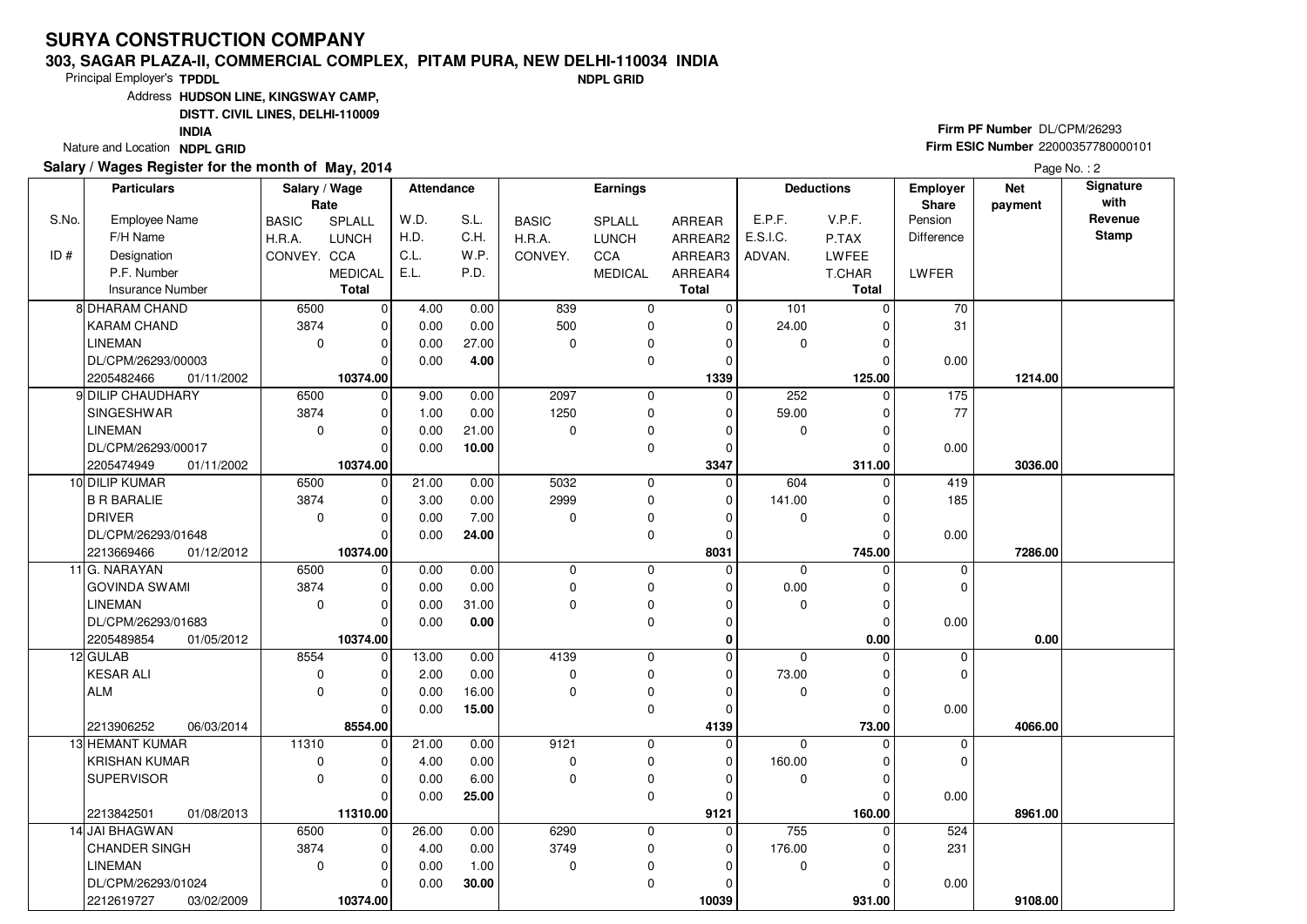# SURYA CONSTRUCTION COMPANY

**303, SAGAR PLAZA-II, COMMERCIAL COMPLEX, PITAM PURA, NEW DELHI-110034 INDIA**

**NDPL GRID**

Principal Employer's **TPDDL**

Address **HUSDON LINE, KINGSWAY CAMP, DISTT. CIVIL LINES, DELHI-110009 INDIA**

Nature and Location **NDPL GRID**

**Firm PF Number** DL/CPM/26293

**Firm ESIC Number** 22000357780000101

**Salary / Wages Register for the month of May, 2014**

Page No. : 2

| S.No. / ID # | Particulars: Employee Name / F/H Name / Designation / P.F. Number / Insurance Number | Salary / Wage Rate: BASIC / H.R.A. / CONVEY. | SPLALL / LUNCH / CCA / MEDICAL / Total | Attendance: W.D. / H.D. / C.L. / E.L. | S.L. / C.H. / W.P. / P.D. | Earnings: BASIC / H.R.A. / CONVEY. | SPLALL / LUNCH / CCA / MEDICAL | ARREAR / ARREAR2 / ARREAR3 / ARREAR4 / Total | Deductions: E.P.F. / E.S.I.C. / ADVAN. | V.P.F. / P.TAX / LWFEE / T.CHAR / Total | Employer Share: Pension / Difference / LWFER | Net payment | Signature with Revenue Stamp |
|---|---|---|---|---|---|---|---|---|---|---|---|---|---|
| 8 | DHARAM CHAND | 6500 | 0 | 4.00 | 0.00 | 839 | 0 | 0 | 101 | 0 | 70 | | |
| | KARAM CHAND | 3874 | 0 | 0.00 | 0.00 | 500 | 0 | 0 | 24.00 | 0 | 31 | | |
| | LINEMAN | 0 | 0 | 0.00 | 27.00 | 0 | 0 | 0 | 0 | 0 | | | |
| | DL/CPM/26293/00003 | | 0 | 0.00 | **4.00** | | 0 | 0 | | 0 | 0.00 | | |
| | 2205482466 01/11/2002 | | **10374.00** | | | | | **1339** | | **125.00** | | **1214.00** | |
| 9 | DILIP CHAUDHARY | 6500 | 0 | 9.00 | 0.00 | 2097 | 0 | 0 | 252 | 0 | 175 | | |
| | SINGESHWAR | 3874 | 0 | 1.00 | 0.00 | 1250 | 0 | 0 | 59.00 | 0 | 77 | | |
| | LINEMAN | 0 | 0 | 0.00 | 21.00 | 0 | 0 | 0 | 0 | 0 | | | |
| | DL/CPM/26293/00017 | | 0 | 0.00 | **10.00** | | 0 | 0 | | 0 | 0.00 | | |
| | 2205474949 01/11/2002 | | **10374.00** | | | | | **3347** | | **311.00** | | **3036.00** | |
| 10 | DILIP KUMAR | 6500 | 0 | 21.00 | 0.00 | 5032 | 0 | 0 | 604 | 0 | 419 | | |
| | B R BARALIE | 3874 | 0 | 3.00 | 0.00 | 2999 | 0 | 0 | 141.00 | 0 | 185 | | |
| | DRIVER | 0 | 0 | 0.00 | 7.00 | 0 | 0 | 0 | 0 | 0 | | | |
| | DL/CPM/26293/01648 | | 0 | 0.00 | **24.00** | | 0 | 0 | | 0 | 0.00 | | |
| | 2213669466 01/12/2012 | | **10374.00** | | | | | **8031** | | **745.00** | | **7286.00** | |
| 11 | G. NARAYAN | 6500 | 0 | 0.00 | 0.00 | 0 | 0 | 0 | 0 | 0 | 0 | | |
| | GOVINDA SWAMI | 3874 | 0 | 0.00 | 0.00 | 0 | 0 | 0 | 0.00 | 0 | 0 | | |
| | LINEMAN | 0 | 0 | 0.00 | 31.00 | 0 | 0 | 0 | 0 | 0 | | | |
| | DL/CPM/26293/01683 | | 0 | 0.00 | **0.00** | | 0 | 0 | | 0 | 0.00 | | |
| | 2205489854 01/05/2012 | | **10374.00** | | | | | **0** | | **0.00** | | **0.00** | |
| 12 | GULAB | 8554 | 0 | 13.00 | 0.00 | 4139 | 0 | 0 | 0 | 0 | 0 | | |
| | KESAR ALI | 0 | 0 | 2.00 | 0.00 | 0 | 0 | 0 | 73.00 | 0 | 0 | | |
| | ALM | 0 | 0 | 0.00 | 16.00 | 0 | 0 | 0 | 0 | 0 | | | |
| | | | 0 | 0.00 | **15.00** | | 0 | 0 | | 0 | 0.00 | | |
| | 2213906252 06/03/2014 | | **8554.00** | | | | | **4139** | | **73.00** | | **4066.00** | |
| 13 | HEMANT KUMAR | 11310 | 0 | 21.00 | 0.00 | 9121 | 0 | 0 | 0 | 0 | 0 | | |
| | KRISHAN KUMAR | 0 | 0 | 4.00 | 0.00 | 0 | 0 | 0 | 160.00 | 0 | 0 | | |
| | SUPERVISOR | 0 | 0 | 0.00 | 6.00 | 0 | 0 | 0 | 0 | 0 | | | |
| | | | 0 | 0.00 | **25.00** | | 0 | 0 | | 0 | 0.00 | | |
| | 2213842501 01/08/2013 | | **11310.00** | | | | | **9121** | | **160.00** | | **8961.00** | |
| 14 | JAI BHAGWAN | 6500 | 0 | 26.00 | 0.00 | 6290 | 0 | 0 | 755 | 0 | 524 | | |
| | CHANDER SINGH | 3874 | 0 | 4.00 | 0.00 | 3749 | 0 | 0 | 176.00 | 0 | 231 | | |
| | LINEMAN | 0 | 0 | 0.00 | 1.00 | 0 | 0 | 0 | 0 | 0 | | | |
| | DL/CPM/26293/01024 | | 0 | 0.00 | **30.00** | | 0 | 0 | | 0 | 0.00 | | |
| | 2212619727 03/02/2009 | | **10374.00** | | | | | **10039** | | **931.00** | | **9108.00** | |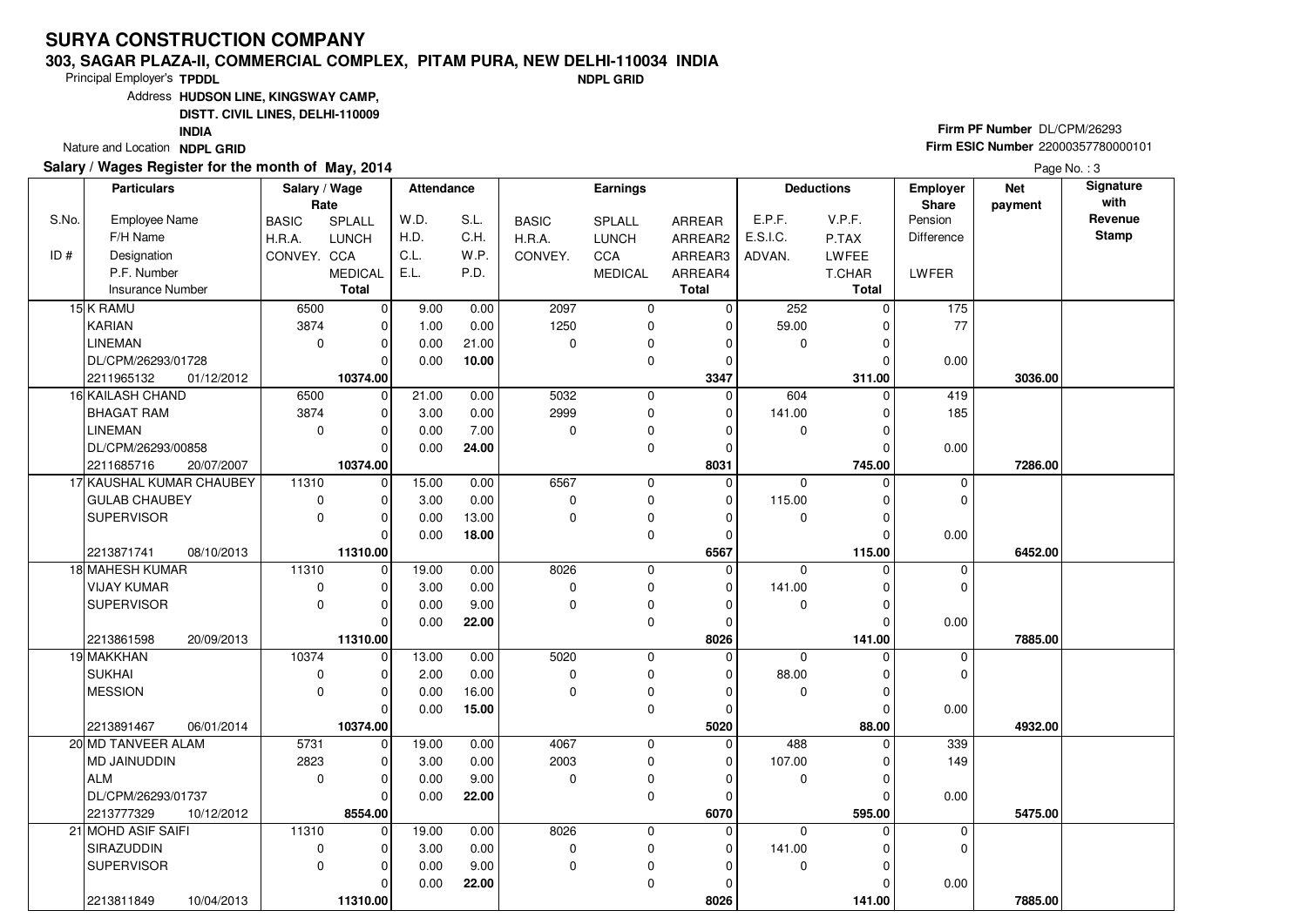# SURYA CONSTRUCTION COMPANY

**303, SAGAR PLAZA-II, COMMERCIAL COMPLEX, PITAM PURA, NEW DELHI-110034 INDIA**

**NDPL GRID**

Principal Employer's **TPDDL**

Address **HUSDON LINE, KINGSWAY CAMP, DISTT. CIVIL LINES, DELHI-110009 INDIA**

Nature and Location **NDPL GRID**

**Firm PF Number** DL/CPM/26293

**Firm ESIC Number** 22000357780000101

**Salary / Wages Register for the month of May, 2014**

Page No. : 3

| S.No. / ID # | Employee Name / F/H Name / Designation / P.F. Number / Insurance Number | BASIC / H.R.A. / CONVEY. | SPLALL / LUNCH / CCA / MEDICAL / Total | W.D. / H.D. / C.L. / E.L. | S.L. / C.H. / W.P. / P.D. | BASIC / H.R.A. / CONVEY. | SPLALL / LUNCH / CCA / MEDICAL | ARREAR / ARREAR2 / ARREAR3 / ARREAR4 / Total | E.P.F. / E.S.I.C. / ADVAN. | V.P.F. / P.TAX / LWFEE / T.CHAR / Total | Employer Share Pension / Difference / LWFER | Net payment | Signature with Revenue Stamp |
|---|---|---|---|---|---|---|---|---|---|---|---|---|---|
| 15 | K RAMU | 6500 | 0 | 9.00 | 0.00 | 2097 | 0 | 0 | 252 | 0 | 175 | | |
| | KARIAN | 3874 | 0 | 1.00 | 0.00 | 1250 | 0 | 0 | 59.00 | 0 | 77 | | |
| | LINEMAN | 0 | 0 | 0.00 | 21.00 | 0 | 0 | 0 | 0 | 0 | | | |
| | DL/CPM/26293/01728 | | 0 | 0.00 | **10.00** | | 0 | 0 | | 0 | 0.00 | | |
| | 2211965132 01/12/2012 | | **10374.00** | | | | | **3347** | | **311.00** | | **3036.00** | |
| 16 | KAILASH CHAND | 6500 | 0 | 21.00 | 0.00 | 5032 | 0 | 0 | 604 | 0 | 419 | | |
| | BHAGAT RAM | 3874 | 0 | 3.00 | 0.00 | 2999 | 0 | 0 | 141.00 | 0 | 185 | | |
| | LINEMAN | 0 | 0 | 0.00 | 7.00 | 0 | 0 | 0 | 0 | 0 | | | |
| | DL/CPM/26293/00858 | | 0 | 0.00 | **24.00** | | 0 | 0 | | 0 | 0.00 | | |
| | 2211685716 20/07/2007 | | **10374.00** | | | | | **8031** | | **745.00** | | **7286.00** | |
| 17 | KAUSHAL KUMAR CHAUBEY | 11310 | 0 | 15.00 | 0.00 | 6567 | 0 | 0 | 0 | 0 | 0 | | |
| | GULAB CHAUBEY | 0 | 0 | 3.00 | 0.00 | 0 | 0 | 0 | 115.00 | 0 | 0 | | |
| | SUPERVISOR | 0 | 0 | 0.00 | 13.00 | 0 | 0 | 0 | 0 | 0 | | | |
| | | | 0 | 0.00 | **18.00** | | 0 | 0 | | 0 | 0.00 | | |
| | 2213871741 08/10/2013 | | **11310.00** | | | | | **6567** | | **115.00** | | **6452.00** | |
| 18 | MAHESH KUMAR | 11310 | 0 | 19.00 | 0.00 | 8026 | 0 | 0 | 0 | 0 | 0 | | |
| | VIJAY KUMAR | 0 | 0 | 3.00 | 0.00 | 0 | 0 | 0 | 141.00 | 0 | 0 | | |
| | SUPERVISOR | 0 | 0 | 0.00 | 9.00 | 0 | 0 | 0 | 0 | 0 | | | |
| | | | 0 | 0.00 | **22.00** | | 0 | 0 | | 0 | 0.00 | | |
| | 2213861598 20/09/2013 | | **11310.00** | | | | | **8026** | | **141.00** | | **7885.00** | |
| 19 | MAKKHAN | 10374 | 0 | 13.00 | 0.00 | 5020 | 0 | 0 | 0 | 0 | 0 | | |
| | SUKHAI | 0 | 0 | 2.00 | 0.00 | 0 | 0 | 0 | 88.00 | 0 | 0 | | |
| | MESSION | 0 | 0 | 0.00 | 16.00 | 0 | 0 | 0 | 0 | 0 | | | |
| | | | 0 | 0.00 | **15.00** | | 0 | 0 | | 0 | 0.00 | | |
| | 2213891467 06/01/2014 | | **10374.00** | | | | | **5020** | | **88.00** | | **4932.00** | |
| 20 | MD TANVEER ALAM | 5731 | 0 | 19.00 | 0.00 | 4067 | 0 | 0 | 488 | 0 | 339 | | |
| | MD JAINUDDIN | 2823 | 0 | 3.00 | 0.00 | 2003 | 0 | 0 | 107.00 | 0 | 149 | | |
| | ALM | 0 | 0 | 0.00 | 9.00 | 0 | 0 | 0 | 0 | 0 | | | |
| | DL/CPM/26293/01737 | | 0 | 0.00 | **22.00** | | 0 | 0 | | 0 | 0.00 | | |
| | 2213777329 10/12/2012 | | **8554.00** | | | | | **6070** | | **595.00** | | **5475.00** | |
| 21 | MOHD ASIF SAIFI | 11310 | 0 | 19.00 | 0.00 | 8026 | 0 | 0 | 0 | 0 | 0 | | |
| | SIRAZUDDIN | 0 | 0 | 3.00 | 0.00 | 0 | 0 | 0 | 141.00 | 0 | 0 | | |
| | SUPERVISOR | 0 | 0 | 0.00 | 9.00 | 0 | 0 | 0 | 0 | 0 | | | |
| | | | 0 | 0.00 | **22.00** | | 0 | 0 | | 0 | 0.00 | | |
| | 2213811849 10/04/2013 | | **11310.00** | | | | | **8026** | | **141.00** | | **7885.00** | |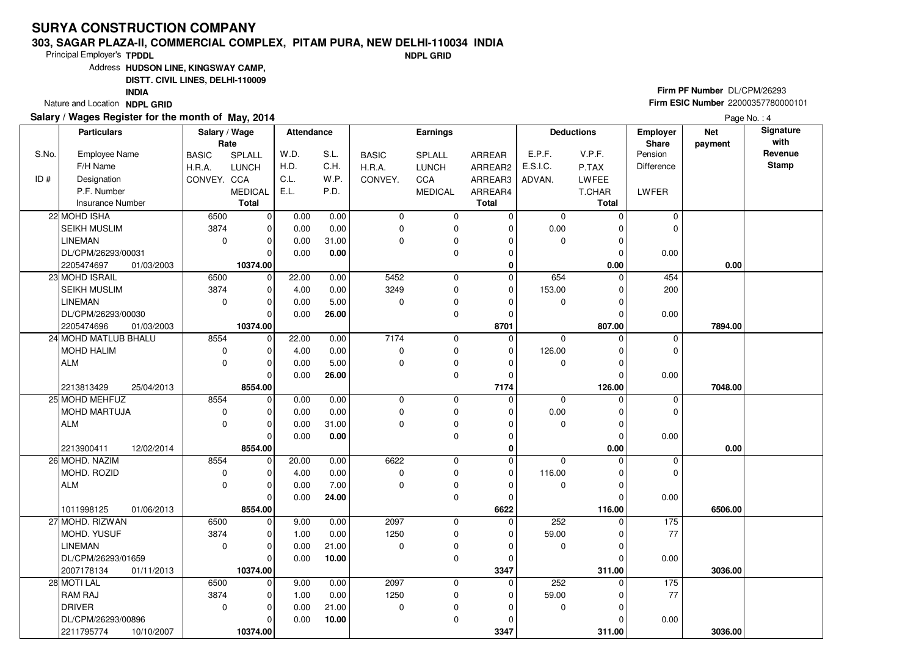# SURYA CONSTRUCTION COMPANY

**303, SAGAR PLAZA-II, COMMERCIAL COMPLEX, PITAM PURA, NEW DELHI-110034 INDIA**

**NDPL GRID**

Principal Employer's **TPDDL**

Address **HUDSON LINE, KINGSWAY CAMP, DISTT. CIVIL LINES, DELHI-110009 INDIA**

Nature and Location **NDPL GRID**

**Firm PF Number** DL/CPM/26293

**Firm ESIC Number** 22000357780000101

**Salary / Wages Register for the month of May, 2014**

| S.No. / ID # | Particulars: Employee Name / F/H Name / Designation / P.F. Number / Insurance Number | Salary / Wage Rate: BASIC / H.R.A. / CONVEY. | SPLALL / LUNCH / CCA / MEDICAL / Total | Attendance: W.D. / H.D. / C.L. / E.L. | S.L. / C.H. / W.P. / P.D. | Earnings: BASIC / H.R.A. / CONVEY. | SPLALL / LUNCH / CCA / MEDICAL | ARREAR / ARREAR2 / ARREAR3 / ARREAR4 / Total | Deductions: E.P.F. / E.S.I.C. / ADVAN. | V.P.F. / P.TAX / LWFEE / T.CHAR / Total | Employer Share: Pension / Difference / LWFER | Net payment | Signature with Revenue Stamp |
|---|---|---|---|---|---|---|---|---|---|---|---|---|---|
| 22 | MOHD ISHA / SEIKH MUSLIM / LINEMAN / DL/CPM/26293/00031 / 2205474697 01/03/2003 | 6500 / 3874 / 0 | 0 / 0 / 0 / 0 / 10374.00 | 0.00 / 0.00 / 0.00 / 0.00 | 0.00 / 0.00 / 31.00 / 0.00 | 0 / 0 / 0 | 0 / 0 / 0 / 0 | 0 / 0 / 0 / 0 / 0 | 0 / 0.00 / 0 | 0 / 0 / 0 / 0 / 0.00 | 0 / 0 / 0.00 | 0.00 | |
| 23 | MOHD ISRAIL / SEIKH MUSLIM / LINEMAN / DL/CPM/26293/00030 / 2205474696 01/03/2003 | 6500 / 3874 / 0 | 0 / 0 / 0 / 0 / 10374.00 | 22.00 / 4.00 / 0.00 / 0.00 | 0.00 / 0.00 / 5.00 / 26.00 | 5452 / 3249 / 0 | 0 / 0 / 0 / 0 | 0 / 0 / 0 / 0 / 8701 | 654 / 153.00 / 0 | 0 / 0 / 0 / 0 / 807.00 | 454 / 200 / 0.00 | 7894.00 | |
| 24 | MOHD MATLUB BHALU / MOHD HALIM / ALM / / 2213813429 25/04/2013 | 8554 / 0 / 0 | 0 / 0 / 0 / 0 / 8554.00 | 22.00 / 4.00 / 0.00 / 0.00 | 0.00 / 0.00 / 5.00 / 26.00 | 7174 / 0 / 0 | 0 / 0 / 0 / 0 | 0 / 0 / 0 / 0 / 7174 | 0 / 126.00 / 0 | 0 / 0 / 0 / 0 / 126.00 | 0 / 0 / 0.00 | 7048.00 | |
| 25 | MOHD MEHFUZ / MOHD MARTUJA / ALM / / 2213900411 12/02/2014 | 8554 / 0 / 0 | 0 / 0 / 0 / 0 / 8554.00 | 0.00 / 0.00 / 0.00 / 0.00 | 0.00 / 0.00 / 31.00 / 0.00 | 0 / 0 / 0 | 0 / 0 / 0 / 0 | 0 / 0 / 0 / 0 / 0 | 0 / 0.00 / 0 | 0 / 0 / 0 / 0 / 0.00 | 0 / 0 / 0.00 | 0.00 | |
| 26 | MOHD. NAZIM / MOHD. ROZID / ALM / / 1011998125 01/06/2013 | 8554 / 0 / 0 | 0 / 0 / 0 / 0 / 8554.00 | 20.00 / 4.00 / 0.00 / 0.00 | 0.00 / 0.00 / 7.00 / 24.00 | 6622 / 0 / 0 | 0 / 0 / 0 / 0 | 0 / 0 / 0 / 0 / 6622 | 0 / 116.00 / 0 | 0 / 0 / 0 / 0 / 116.00 | 0 / 0 / 0.00 | 6506.00 | |
| 27 | MOHD. RIZWAN / MOHD. YUSUF / LINEMAN / DL/CPM/26293/01659 / 2007178134 01/11/2013 | 6500 / 3874 / 0 | 0 / 0 / 0 / 0 / 10374.00 | 9.00 / 1.00 / 0.00 / 0.00 | 0.00 / 0.00 / 21.00 / 10.00 | 2097 / 1250 / 0 | 0 / 0 / 0 / 0 | 0 / 0 / 0 / 0 / 3347 | 252 / 59.00 / 0 | 0 / 0 / 0 / 0 / 311.00 | 175 / 77 / 0.00 | 3036.00 | |
| 28 | MOTI LAL / RAM RAJ / DRIVER / DL/CPM/26293/00896 / 2211795774 10/10/2007 | 6500 / 3874 / 0 | 0 / 0 / 0 / 0 / 10374.00 | 9.00 / 1.00 / 0.00 / 0.00 | 0.00 / 0.00 / 21.00 / 10.00 | 2097 / 1250 / 0 | 0 / 0 / 0 / 0 | 0 / 0 / 0 / 0 / 3347 | 252 / 59.00 / 0 | 0 / 0 / 0 / 0 / 311.00 | 175 / 77 / 0.00 | 3036.00 | |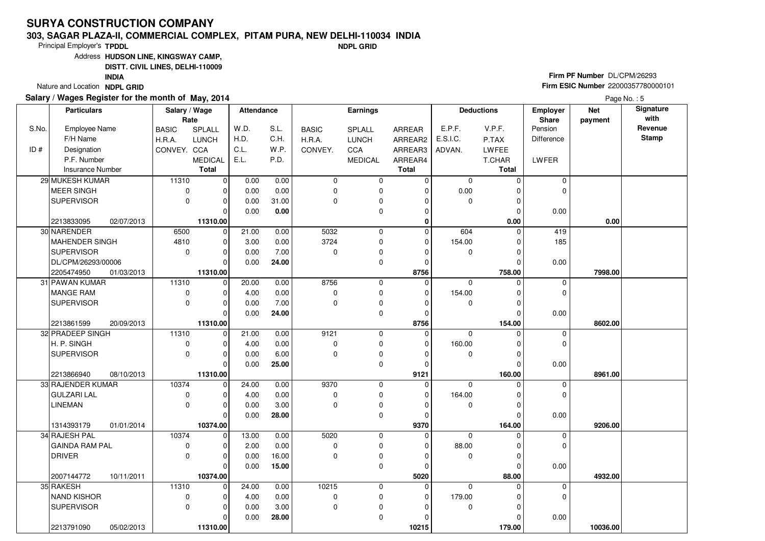# SURYA CONSTRUCTION COMPANY

**303, SAGAR PLAZA-II, COMMERCIAL COMPLEX, PITAM PURA, NEW DELHI-110034 INDIA**

**NDPL GRID**

Principal Employer's **TPDDL**

Address **HUSDON LINE, KINGSWAY CAMP, DISTT. CIVIL LINES, DELHI-110009 INDIA**

Nature and Location **NDPL GRID**

**Firm PF Number** DL/CPM/26293

**Firm ESIC Number** 22000357780000101

**Salary / Wages Register for the month of May, 2014**

Page No. : 5

| S.No. / ID # | Employee Name / F/H Name / Designation / P.F. Number / Insurance Number | Salary / Wage Rate: BASIC / H.R.A. / CONVEY. | SPLALL / LUNCH / CCA / MEDICAL / Total | Attendance: W.D. / H.D. / C.L. / E.L. | S.L. / C.H. / W.P. / P.D. | Earnings: BASIC / H.R.A. / CONVEY. | SPLALL / LUNCH / CCA / MEDICAL | ARREAR / ARREAR2 / ARREAR3 / ARREAR4 / Total | Deductions: E.P.F. / E.S.I.C. / ADVAN. | V.P.F. / P.TAX / LWFEE / T.CHAR / Total | Employer Share: Pension / Difference / LWFER | Net payment | Signature with Revenue Stamp |
|---|---|---|---|---|---|---|---|---|---|---|---|---|---|
| 29 | MUKESH KUMAR<br>MEER SINGH<br>SUPERVISOR<br><br>2213833095 02/07/2013 | 11310<br>0<br>0 | 0<br>0<br>0<br>0<br>11310.00 | 0.00<br>0.00<br>0.00<br>0.00 | 0.00<br>0.00<br>31.00<br>0.00 | 0<br>0<br>0 | 0<br>0<br>0<br>0 | 0<br>0<br>0<br>0<br>0 | 0<br>0.00<br>0 | 0<br>0<br>0<br>0<br>0.00 | 0<br>0<br>0.00 | 0.00 | |
| 30 | NARENDER<br>MAHENDER SINGH<br>SUPERVISOR<br>DL/CPM/26293/00006<br>2205474950 01/03/2013 | 6500<br>4810<br>0 | 0<br>0<br>0<br>0<br>11310.00 | 21.00<br>3.00<br>0.00<br>0.00 | 0.00<br>0.00<br>7.00<br>24.00 | 5032<br>3724<br>0 | 0<br>0<br>0<br>0 | 0<br>0<br>0<br>0<br>8756 | 604<br>154.00<br>0 | 0<br>0<br>0<br>0<br>758.00 | 419<br>185<br>0.00 | 7998.00 | |
| 31 | PAWAN KUMAR<br>MANGE RAM<br>SUPERVISOR<br><br>2213861599 20/09/2013 | 11310<br>0<br>0 | 0<br>0<br>0<br>0<br>11310.00 | 20.00<br>4.00<br>0.00<br>0.00 | 0.00<br>0.00<br>7.00<br>24.00 | 8756<br>0<br>0 | 0<br>0<br>0<br>0 | 0<br>0<br>0<br>0<br>8756 | 0<br>154.00<br>0 | 0<br>0<br>0<br>0<br>154.00 | 0<br>0<br>0.00 | 8602.00 | |
| 32 | PRADEEP SINGH<br>H. P. SINGH<br>SUPERVISOR<br><br>2213866940 08/10/2013 | 11310<br>0<br>0 | 0<br>0<br>0<br>0<br>11310.00 | 21.00<br>4.00<br>0.00<br>0.00 | 0.00<br>0.00<br>6.00<br>25.00 | 9121<br>0<br>0 | 0<br>0<br>0<br>0 | 0<br>0<br>0<br>0<br>9121 | 0<br>160.00<br>0 | 0<br>0<br>0<br>0<br>160.00 | 0<br>0<br>0.00 | 8961.00 | |
| 33 | RAJENDER KUMAR<br>GULZARI LAL<br>LINEMAN<br><br>1314393179 01/01/2014 | 10374<br>0<br>0 | 0<br>0<br>0<br>0<br>10374.00 | 24.00<br>4.00<br>0.00<br>0.00 | 0.00<br>0.00<br>3.00<br>28.00 | 9370<br>0<br>0 | 0<br>0<br>0<br>0 | 0<br>0<br>0<br>0<br>9370 | 0<br>164.00<br>0 | 0<br>0<br>0<br>0<br>164.00 | 0<br>0<br>0.00 | 9206.00 | |
| 34 | RAJESH PAL<br>GAINDA RAM PAL<br>DRIVER<br><br>2007144772 10/11/2011 | 10374<br>0<br>0 | 0<br>0<br>0<br>0<br>10374.00 | 13.00<br>2.00<br>0.00<br>0.00 | 0.00<br>0.00<br>16.00<br>15.00 | 5020<br>0<br>0 | 0<br>0<br>0<br>0 | 0<br>0<br>0<br>0<br>5020 | 0<br>88.00<br>0 | 0<br>0<br>0<br>0<br>88.00 | 0<br>0<br>0.00 | 4932.00 | |
| 35 | RAKESH<br>NAND KISHOR<br>SUPERVISOR<br><br>2213791090 05/02/2013 | 11310<br>0<br>0 | 0<br>0<br>0<br>0<br>11310.00 | 24.00<br>4.00<br>0.00<br>0.00 | 0.00<br>0.00<br>3.00<br>28.00 | 10215<br>0<br>0 | 0<br>0<br>0<br>0 | 0<br>0<br>0<br>0<br>10215 | 0<br>179.00<br>0 | 0<br>0<br>0<br>0<br>179.00 | 0<br>0<br>0.00 | 10036.00 | |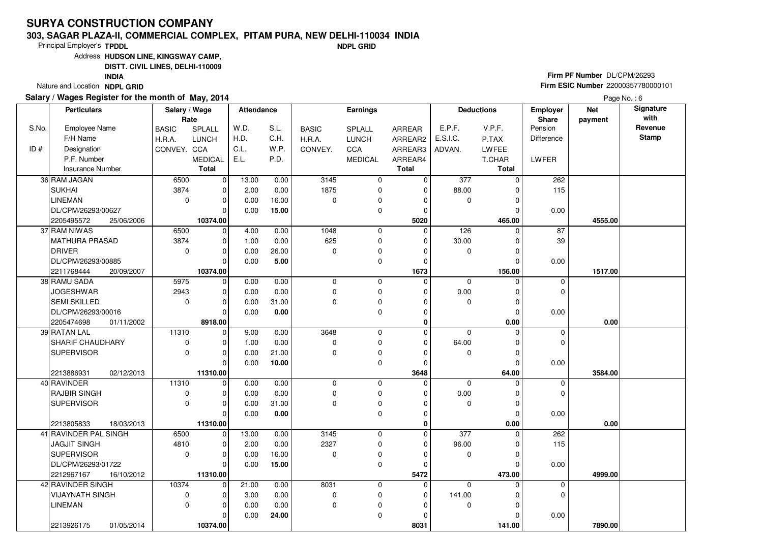# SURYA CONSTRUCTION COMPANY

**303, SAGAR PLAZA-II, COMMERCIAL COMPLEX, PITAM PURA, NEW DELHI-110034 INDIA**

Principal Employer's **TPDDL** **NDPL GRID**

Address **HUDSON LINE, KINGSWAY CAMP, DISTT. CIVIL LINES, DELHI-110009 INDIA**

Nature and Location **NDPL GRID**

**Firm PF Number** DL/CPM/26293
**Firm ESIC Number** 22000357780000101

**Salary / Wages Register for the month of May, 2014**

| S.No. / ID # | Employee Name / F/H Name / Designation / P.F. Number / Insurance Number | BASIC / H.R.A. / CONVEY. | SPLALL / LUNCH / CCA / MEDICAL / Total | W.D. / H.D. / C.L. / E.L. | S.L. / C.H. / W.P. / P.D. | BASIC / H.R.A. / CONVEY. | SPLALL / LUNCH / CCA / MEDICAL | ARREAR / ARREAR2 / ARREAR3 / ARREAR4 / Total | E.P.F. / E.S.I.C. / ADVAN. | V.P.F. / P.TAX / LWFEE / T.CHAR / Total | Employer Share Pension / Difference / LWFER | Net payment | Signature with Revenue Stamp |
|---|---|---|---|---|---|---|---|---|---|---|---|---|---|
| 36 | RAM JAGAN | 6500 | 0 | 13.00 | 0.00 | 3145 | 0 | 0 | 377 | 0 | 262 | | |
| | SUKHAI | 3874 | 0 | 2.00 | 0.00 | 1875 | 0 | 0 | 88.00 | 0 | 115 | | |
| | LINEMAN | 0 | 0 | 0.00 | 16.00 | 0 | 0 | 0 | 0 | 0 | | | |
| | DL/CPM/26293/00627 | | 0 | 0.00 | **15.00** | | 0 | 0 | | 0 | 0.00 | | |
| | 2205495572 25/06/2006 | | **10374.00** | | | | | **5020** | | **465.00** | | **4555.00** | |
| 37 | RAM NIWAS | 6500 | 0 | 4.00 | 0.00 | 1048 | 0 | 0 | 126 | 0 | 87 | | |
| | MATHURA PRASAD | 3874 | 0 | 1.00 | 0.00 | 625 | 0 | 0 | 30.00 | 0 | 39 | | |
| | DRIVER | 0 | 0 | 0.00 | 26.00 | 0 | 0 | 0 | 0 | 0 | | | |
| | DL/CPM/26293/00885 | | 0 | 0.00 | **5.00** | | 0 | 0 | | 0 | 0.00 | | |
| | 2211768444 20/09/2007 | | **10374.00** | | | | | **1673** | | **156.00** | | **1517.00** | |
| 38 | RAMU SADA | 5975 | 0 | 0.00 | 0.00 | 0 | 0 | 0 | 0 | 0 | 0 | | |
| | JOGESHWAR | 2943 | 0 | 0.00 | 0.00 | 0 | 0 | 0 | 0.00 | 0 | 0 | | |
| | SEMI SKILLED | 0 | 0 | 0.00 | 31.00 | 0 | 0 | 0 | 0 | 0 | | | |
| | DL/CPM/26293/00016 | | 0 | 0.00 | **0.00** | | 0 | 0 | | 0 | 0.00 | | |
| | 2205474698 01/11/2002 | | **8918.00** | | | | | **0** | | **0.00** | | **0.00** | |
| 39 | RATAN LAL | 11310 | 0 | 9.00 | 0.00 | 3648 | 0 | 0 | 0 | 0 | 0 | | |
| | SHARIF CHAUDHARY | 0 | 0 | 1.00 | 0.00 | 0 | 0 | 0 | 64.00 | 0 | 0 | | |
| | SUPERVISOR | 0 | 0 | 0.00 | 21.00 | 0 | 0 | 0 | 0 | 0 | | | |
| | | | 0 | 0.00 | **10.00** | | 0 | 0 | | 0 | 0.00 | | |
| | 2213886931 02/12/2013 | | **11310.00** | | | | | **3648** | | **64.00** | | **3584.00** | |
| 40 | RAVINDER | 11310 | 0 | 0.00 | 0.00 | 0 | 0 | 0 | 0 | 0 | 0 | | |
| | RAJBIR SINGH | 0 | 0 | 0.00 | 0.00 | 0 | 0 | 0 | 0.00 | 0 | 0 | | |
| | SUPERVISOR | 0 | 0 | 0.00 | 31.00 | 0 | 0 | 0 | 0 | 0 | | | |
| | | | 0 | 0.00 | **0.00** | | 0 | 0 | | 0 | 0.00 | | |
| | 2213805833 18/03/2013 | | **11310.00** | | | | | **0** | | **0.00** | | **0.00** | |
| 41 | RAVINDER PAL SINGH | 6500 | 0 | 13.00 | 0.00 | 3145 | 0 | 0 | 377 | 0 | 262 | | |
| | JAGJIT SINGH | 4810 | 0 | 2.00 | 0.00 | 2327 | 0 | 0 | 96.00 | 0 | 115 | | |
| | SUPERVISOR | 0 | 0 | 0.00 | 16.00 | 0 | 0 | 0 | 0 | 0 | | | |
| | DL/CPM/26293/01722 | | 0 | 0.00 | **15.00** | | 0 | 0 | | 0 | 0.00 | | |
| | 2212967167 16/10/2012 | | **11310.00** | | | | | **5472** | | **473.00** | | **4999.00** | |
| 42 | RAVINDER SINGH | 10374 | 0 | 21.00 | 0.00 | 8031 | 0 | 0 | 0 | 0 | 0 | | |
| | VIJAYNATH SINGH | 0 | 0 | 3.00 | 0.00 | 0 | 0 | 0 | 141.00 | 0 | 0 | | |
| | LINEMAN | 0 | 0 | 0.00 | 0.00 | 0 | 0 | 0 | 0 | 0 | | | |
| | | | 0 | 0.00 | **24.00** | | 0 | 0 | | 0 | 0.00 | | |
| | 2213926175 01/05/2014 | | **10374.00** | | | | | **8031** | | **141.00** | | **7890.00** | |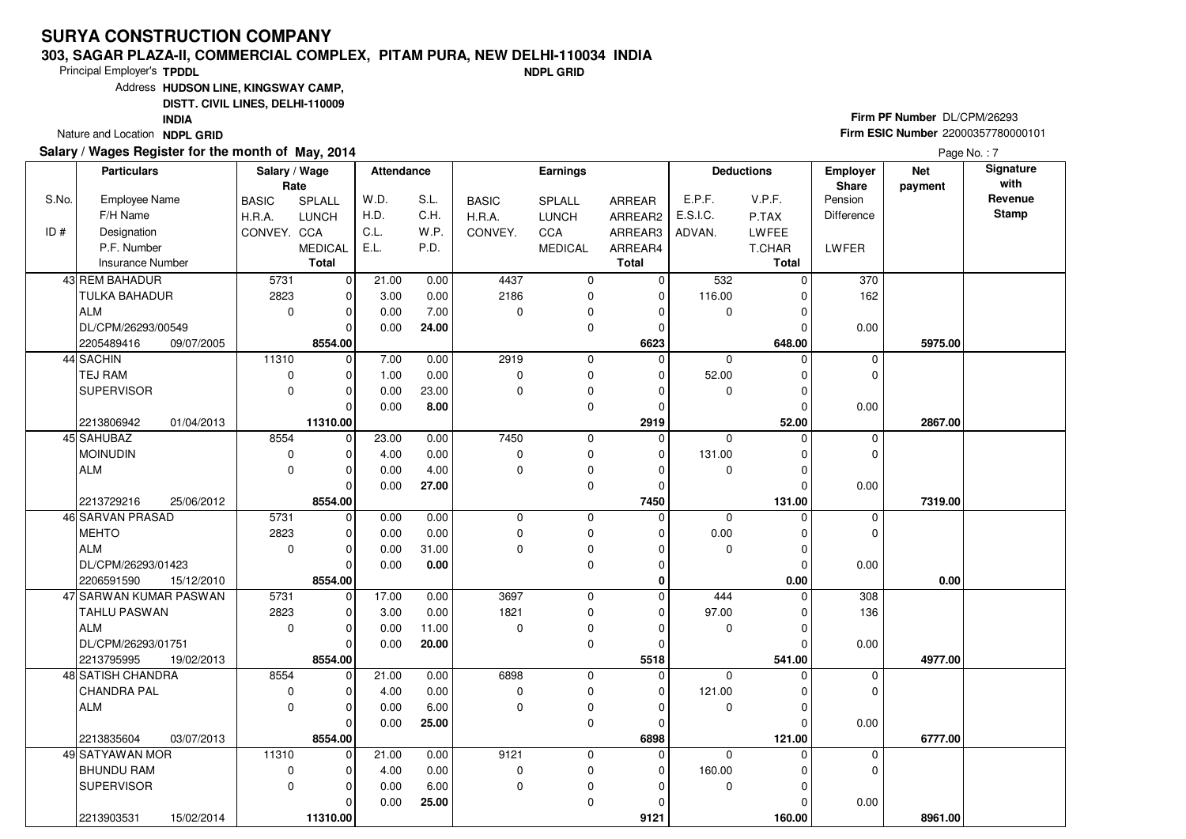# SURYA CONSTRUCTION COMPANY

**303, SAGAR PLAZA-II, COMMERCIAL COMPLEX, PITAM PURA, NEW DELHI-110034 INDIA**

**NDPL GRID**

Principal Employer's **TPDDL**

Address **HUDSON LINE, KINGSWAY CAMP, DISTT. CIVIL LINES, DELHI-110009 INDIA**

Nature and Location **NDPL GRID**

**Firm PF Number** DL/CPM/26293

**Firm ESIC Number** 22000357780000101

**Salary / Wages Register for the month of May, 2014**

Page No. : 7

| S.No. / ID # | Particulars: Employee Name / F/H Name / Designation / P.F. Number / Insurance Number | Salary / Wage Rate: BASIC / H.R.A. / CONVEY. | Salary / Wage Rate: SPLALL / LUNCH / CCA / MEDICAL / Total | Attendance: W.D. / H.D. / C.L. / E.L. | Attendance: S.L. / C.H. / W.P. / P.D. | Earnings: BASIC / H.R.A. / CONVEY. | Earnings: SPLALL / LUNCH / CCA / MEDICAL | Earnings: ARREAR / ARREAR2 / ARREAR3 / ARREAR4 / Total | Deductions: E.P.F. / E.S.I.C. / ADVAN. | Deductions: V.P.F. / P.TAX / LWFEE / T.CHAR / Total | Employer Share: Pension / Difference / LWFER | Net payment | Signature with Revenue Stamp |
|---|---|---|---|---|---|---|---|---|---|---|---|---|---|
| 43 | REM BAHADUR | 5731 | 0 | 21.00 | 0.00 | 4437 | 0 | 0 | 532 | 0 | 370 | | |
| | TULKA BAHADUR | 2823 | 0 | 3.00 | 0.00 | 2186 | 0 | 0 | 116.00 | 0 | 162 | | |
| | ALM | 0 | 0 | 0.00 | 7.00 | 0 | 0 | 0 | 0 | 0 | | | |
| | DL/CPM/26293/00549 | | 0 | 0.00 | 24.00 | | 0 | 0 | | 0 | 0.00 | | |
| | 2205489416 09/07/2005 | | 8554.00 | | | | | 6623 | | 648.00 | | 5975.00 | |
| 44 | SACHIN | 11310 | 0 | 7.00 | 0.00 | 2919 | 0 | 0 | 0 | 0 | 0 | | |
| | TEJ RAM | 0 | 0 | 1.00 | 0.00 | 0 | 0 | 0 | 52.00 | 0 | 0 | | |
| | SUPERVISOR | 0 | 0 | 0.00 | 23.00 | 0 | 0 | 0 | 0 | 0 | | | |
| | | | 0 | 0.00 | 8.00 | | 0 | 0 | | 0 | 0.00 | | |
| | 2213806942 01/04/2013 | | 11310.00 | | | | | 2919 | | 52.00 | | 2867.00 | |
| 45 | SAHUBAZ | 8554 | 0 | 23.00 | 0.00 | 7450 | 0 | 0 | 0 | 0 | 0 | | |
| | MOINUDIN | 0 | 0 | 4.00 | 0.00 | 0 | 0 | 0 | 131.00 | 0 | 0 | | |
| | ALM | 0 | 0 | 0.00 | 4.00 | 0 | 0 | 0 | 0 | 0 | | | |
| | | | 0 | 0.00 | 27.00 | | 0 | 0 | | 0 | 0.00 | | |
| | 2213729216 25/06/2012 | | 8554.00 | | | | | 7450 | | 131.00 | | 7319.00 | |
| 46 | SARVAN PRASAD | 5731 | 0 | 0.00 | 0.00 | 0 | 0 | 0 | 0 | 0 | 0 | | |
| | MEHTO | 2823 | 0 | 0.00 | 0.00 | 0 | 0 | 0 | 0.00 | 0 | 0 | | |
| | ALM | 0 | 0 | 0.00 | 31.00 | 0 | 0 | 0 | 0 | 0 | | | |
| | DL/CPM/26293/01423 | | 0 | 0.00 | 0.00 | | 0 | 0 | | 0 | 0.00 | | |
| | 2206591590 15/12/2010 | | 8554.00 | | | | | 0 | | 0.00 | | 0.00 | |
| 47 | SARWAN KUMAR PASWAN | 5731 | 0 | 17.00 | 0.00 | 3697 | 0 | 0 | 444 | 0 | 308 | | |
| | TAHLU PASWAN | 2823 | 0 | 3.00 | 0.00 | 1821 | 0 | 0 | 97.00 | 0 | 136 | | |
| | ALM | 0 | 0 | 0.00 | 11.00 | 0 | 0 | 0 | 0 | 0 | | | |
| | DL/CPM/26293/01751 | | 0 | 0.00 | 20.00 | | 0 | 0 | | 0 | 0.00 | | |
| | 2213795995 19/02/2013 | | 8554.00 | | | | | 5518 | | 541.00 | | 4977.00 | |
| 48 | SATISH CHANDRA | 8554 | 0 | 21.00 | 0.00 | 6898 | 0 | 0 | 0 | 0 | 0 | | |
| | CHANDRA PAL | 0 | 0 | 4.00 | 0.00 | 0 | 0 | 0 | 121.00 | 0 | 0 | | |
| | ALM | 0 | 0 | 0.00 | 6.00 | 0 | 0 | 0 | 0 | 0 | | | |
| | | | 0 | 0.00 | 25.00 | | 0 | 0 | | 0 | 0.00 | | |
| | 2213835604 03/07/2013 | | 8554.00 | | | | | 6898 | | 121.00 | | 6777.00 | |
| 49 | SATYAWAN MOR | 11310 | 0 | 21.00 | 0.00 | 9121 | 0 | 0 | 0 | 0 | 0 | | |
| | BHUNDU RAM | 0 | 0 | 4.00 | 0.00 | 0 | 0 | 0 | 160.00 | 0 | 0 | | |
| | SUPERVISOR | 0 | 0 | 0.00 | 6.00 | 0 | 0 | 0 | 0 | 0 | | | |
| | | | 0 | 0.00 | 25.00 | | 0 | 0 | | 0 | 0.00 | | |
| | 2213903531 15/02/2014 | | 11310.00 | | | | | 9121 | | 160.00 | | 8961.00 | |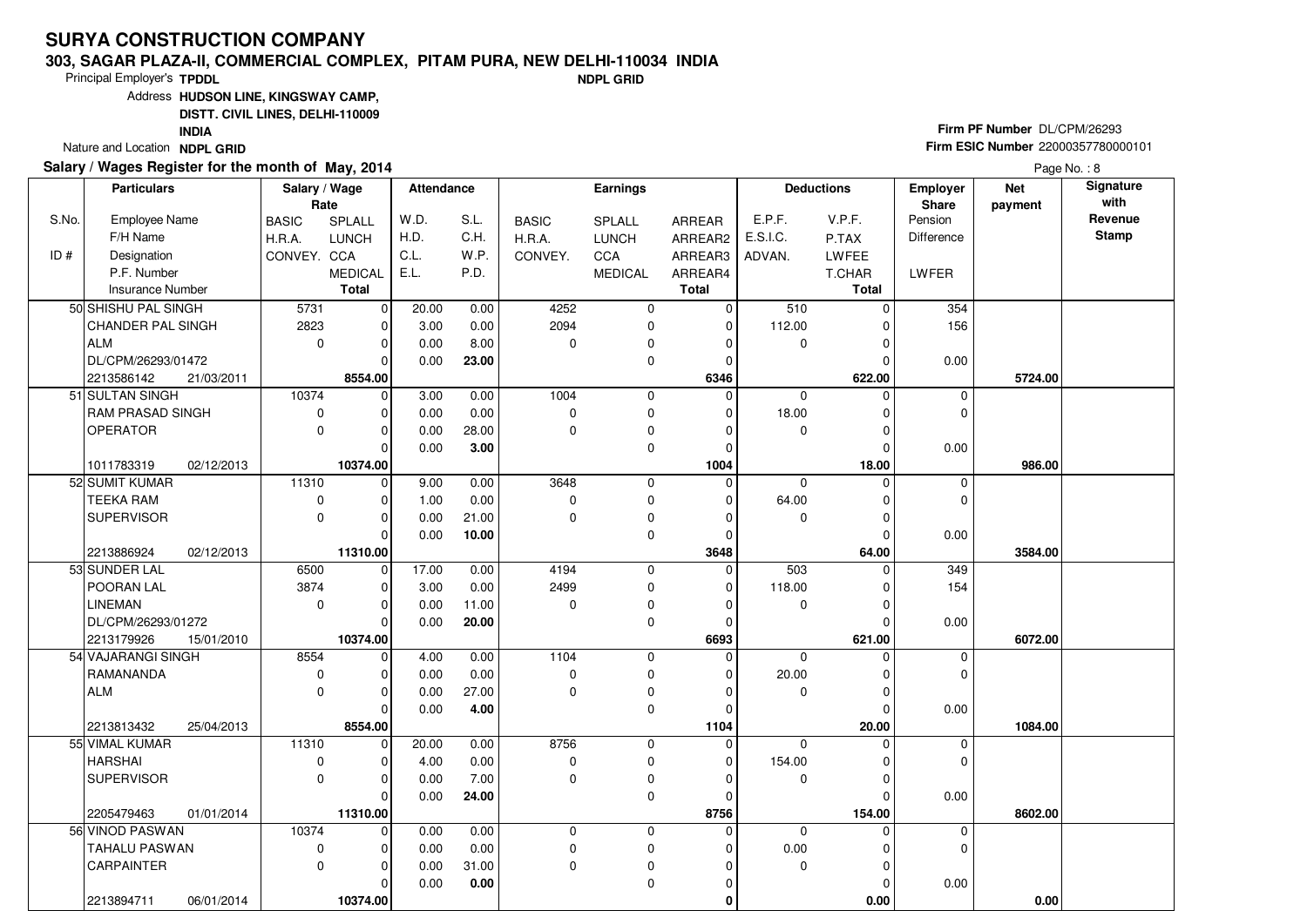# SURYA CONSTRUCTION COMPANY

## 303, SAGAR PLAZA-II, COMMERCIAL COMPLEX, PITAM PURA, NEW DELHI-110034 INDIA

**NDPL GRID**

Principal Employer's **TPDDL**

Address **HUDSON LINE, KINGSWAY CAMP, DISTT. CIVIL LINES, DELHI-110009 INDIA**

Nature and Location **NDPL GRID**

**Firm PF Number** DL/CPM/26293

**Firm ESIC Number** 22000357780000101

**Salary / Wages Register for the month of May, 2014**

| S.No. / ID # | Particulars: Employee Name / F/H Name / Designation / P.F. Number / Insurance Number | Salary / Wage Rate: BASIC / H.R.A. / CONVEY. | Salary / Wage Rate: SPLALL / LUNCH / CCA / MEDICAL / Total | Attendance: W.D. / H.D. / C.L. / E.L. | Attendance: S.L. / C.H. / W.P. / P.D. | Earnings: BASIC / H.R.A. / CONVEY. | Earnings: SPLALL / LUNCH / CCA / MEDICAL | Earnings: ARREAR / ARREAR2 / ARREAR3 / ARREAR4 / Total | Deductions: E.P.F. / E.S.I.C. / ADVAN. | Deductions: V.P.F. / P.TAX / LWFEE / T.CHAR / Total | Employer Share: Pension / Difference / LWFER | Net payment | Signature with Revenue Stamp |
|---|---|---|---|---|---|---|---|---|---|---|---|---|---|
| 50 | SHISHU PAL SINGH / CHANDER PAL SINGH / ALM / DL/CPM/26293/01472 / 2213586142 21/03/2011 | 5731 / 2823 / 0 | 0 / 0 / 0 / 0 / **8554.00** | 20.00 / 3.00 / 0.00 / 0.00 | 0.00 / 0.00 / 8.00 / **23.00** | 4252 / 2094 / 0 | 0 / 0 / 0 / 0 | 0 / 0 / 0 / 0 / **6346** | 510 / 112.00 / 0 | 0 / 0 / 0 / 0 / **622.00** | 354 / 156 / 0.00 | **5724.00** | |
| 51 | SULTAN SINGH / RAM PRASAD SINGH / OPERATOR / / 1011783319 02/12/2013 | 10374 / 0 / 0 | 0 / 0 / 0 / 0 / **10374.00** | 3.00 / 0.00 / 0.00 / 0.00 | 0.00 / 0.00 / 28.00 / **3.00** | 1004 / 0 / 0 | 0 / 0 / 0 / 0 | 0 / 0 / 0 / 0 / **1004** | 0 / 18.00 / 0 | 0 / 0 / 0 / 0 / **18.00** | 0 / 0 / 0.00 | **986.00** | |
| 52 | SUMIT KUMAR / TEEKA RAM / SUPERVISOR / / 2213886924 02/12/2013 | 11310 / 0 / 0 | 0 / 0 / 0 / 0 / **11310.00** | 9.00 / 1.00 / 0.00 / 0.00 | 0.00 / 0.00 / 21.00 / **10.00** | 3648 / 0 / 0 | 0 / 0 / 0 / 0 | 0 / 0 / 0 / 0 / **3648** | 0 / 64.00 / 0 | 0 / 0 / 0 / 0 / **64.00** | 0 / 0 / 0.00 | **3584.00** | |
| 53 | SUNDER LAL / POORAN LAL / LINEMAN / DL/CPM/26293/01272 / 2213179926 15/01/2010 | 6500 / 3874 / 0 | 0 / 0 / 0 / 0 / **10374.00** | 17.00 / 3.00 / 0.00 / 0.00 | 0.00 / 0.00 / 11.00 / **20.00** | 4194 / 2499 / 0 | 0 / 0 / 0 / 0 | 0 / 0 / 0 / 0 / **6693** | 503 / 118.00 / 0 | 0 / 0 / 0 / 0 / **621.00** | 349 / 154 / 0.00 | **6072.00** | |
| 54 | VAJARANGI SINGH / RAMANANDA / ALM / / 2213813432 25/04/2013 | 8554 / 0 / 0 | 0 / 0 / 0 / 0 / **8554.00** | 4.00 / 0.00 / 0.00 / 0.00 | 0.00 / 0.00 / 27.00 / **4.00** | 1104 / 0 / 0 | 0 / 0 / 0 / 0 | 0 / 0 / 0 / 0 / **1104** | 0 / 20.00 / 0 | 0 / 0 / 0 / 0 / **20.00** | 0 / 0 / 0.00 | **1084.00** | |
| 55 | VIMAL KUMAR / HARSHAI / SUPERVISOR / / 2205479463 01/01/2014 | 11310 / 0 / 0 | 0 / 0 / 0 / 0 / **11310.00** | 20.00 / 4.00 / 0.00 / 0.00 | 0.00 / 0.00 / 7.00 / **24.00** | 8756 / 0 / 0 | 0 / 0 / 0 / 0 | 0 / 0 / 0 / 0 / **8756** | 0 / 154.00 / 0 | 0 / 0 / 0 / 0 / **154.00** | 0 / 0 / 0.00 | **8602.00** | |
| 56 | VINOD PASWAN / TAHALU PASWAN / CARPAINTER / / 2213894711 06/01/2014 | 10374 / 0 / 0 | 0 / 0 / 0 / 0 / **10374.00** | 0.00 / 0.00 / 0.00 / 0.00 | 0.00 / 0.00 / 31.00 / **0.00** | 0 / 0 / 0 | 0 / 0 / 0 / 0 | 0 / 0 / 0 / 0 / **0** | 0 / 0.00 / 0 | 0 / 0 / 0 / 0 / **0.00** | 0 / 0 / 0.00 | **0.00** | |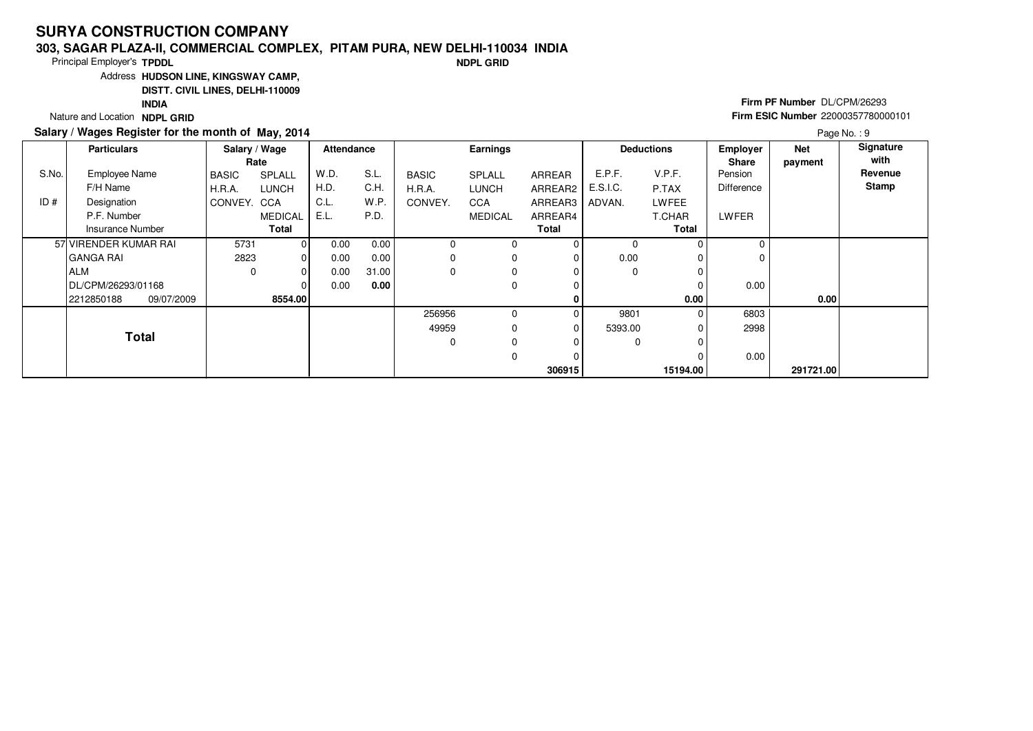# SURYA CONSTRUCTION COMPANY

**303, SAGAR PLAZA-II, COMMERCIAL COMPLEX, PITAM PURA, NEW DELHI-110034 INDIA**

Principal Employer's **TPDDL** **NDPL GRID**

Address **HUDSON LINE, KINGSWAY CAMP, DISTT. CIVIL LINES, DELHI-110009 INDIA**

Nature and Location **NDPL GRID**

**Firm PF Number** DL/CPM/26293
**Firm ESIC Number** 22000357780000101

**Salary / Wages Register for the month of May, 2014**

| S.No. / ID # | Particulars: Employee Name / F/H Name / Designation / P.F. Number / Insurance Number | Salary / Wage Rate: BASIC / H.R.A. / CONVEY. | SPLALL / LUNCH / CCA / MEDICAL / Total | Attendance: W.D. / H.D. / C.L. / E.L. | S.L. / C.H. / W.P. / P.D. | Earnings: BASIC / H.R.A. / CONVEY. | SPLALL / LUNCH / CCA / MEDICAL | ARREAR / ARREAR2 / ARREAR3 / ARREAR4 / Total | Deductions: E.P.F. / E.S.I.C. / ADVAN. | V.P.F. / P.TAX / LWFEE / T.CHAR / Total | Employer Share: Pension / Difference / LWFER | Net payment | Signature with Revenue Stamp |
|---|---|---|---|---|---|---|---|---|---|---|---|---|---|
| 57 | VIRENDER KUMAR RAI | 5731 | 0 | 0.00 | 0.00 | 0 | 0 | 0 | 0 | 0 | 0 | | |
| | GANGA RAI | 2823 | 0 | 0.00 | 0.00 | 0 | 0 | 0 | 0.00 | 0 | 0 | | |
| | ALM | 0 | 0 | 0.00 | 31.00 | 0 | 0 | 0 | 0 | 0 | | | |
| | DL/CPM/26293/01168 | | 0 | 0.00 | **0.00** | | 0 | 0 | | 0 | 0.00 | | |
| | 2212850188 09/07/2009 | | **8554.00** | | | | | **0** | | **0.00** | | **0.00** | |
| | **Total** | | | | | 256956 | 0 | 0 | 9801 | 0 | 6803 | | |
| | | | | | | 49959 | 0 | 0 | 5393.00 | 0 | 2998 | | |
| | | | | | | 0 | 0 | 0 | 0 | 0 | | | |
| | | | | | | | 0 | 0 | | 0 | 0.00 | | |
| | | | | | | | | **306915** | | **15194.00** | | **291721.00** | |